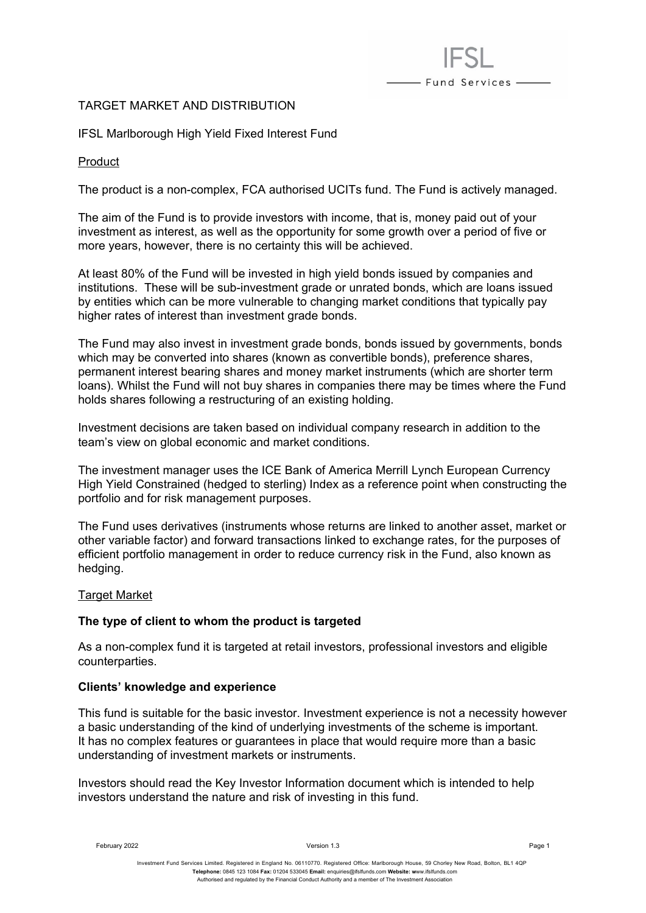# TARGET MARKET AND DISTRIBUTION

## IFSL Marlborough High Yield Fixed Interest Fund

### Product

The product is a non-complex, FCA authorised UCITs fund. The Fund is actively managed.

The aim of the Fund is to provide investors with income, that is, money paid out of your investment as interest, as well as the opportunity for some growth over a period of five or more years, however, there is no certainty this will be achieved.

At least 80% of the Fund will be invested in high yield bonds issued by companies and institutions. These will be sub-investment grade or unrated bonds, which are loans issued by entities which can be more vulnerable to changing market conditions that typically pay higher rates of interest than investment grade bonds.

The Fund may also invest in investment grade bonds, bonds issued by governments, bonds which may be converted into shares (known as convertible bonds), preference shares, permanent interest bearing shares and money market instruments (which are shorter term loans). Whilst the Fund will not buy shares in companies there may be times where the Fund holds shares following a restructuring of an existing holding.

Investment decisions are taken based on individual company research in addition to the team's view on global economic and market conditions.

The investment manager uses the ICE Bank of America Merrill Lynch European Currency High Yield Constrained (hedged to sterling) Index as a reference point when constructing the portfolio and for risk management purposes.

The Fund uses derivatives (instruments whose returns are linked to another asset, market or other variable factor) and forward transactions linked to exchange rates, for the purposes of efficient portfolio management in order to reduce currency risk in the Fund, also known as hedging.

### Target Market

**The type of client to whom the product is targeted**

As a non-complex fund it is targeted at retail investors, professional investors and eligible counterparties.

**Clients' knowledge and experience**

This fund is suitable for the basic investor. Investment experience is not a necessity however a basic understanding of the kind of underlying investments of the scheme is important. It has no complex features or guarantees in place that would require more than a basic understanding of investment markets or instruments.

Investors should read the Key Investor Information document which is intended to help investors understand the nature and risk of investing in this fund.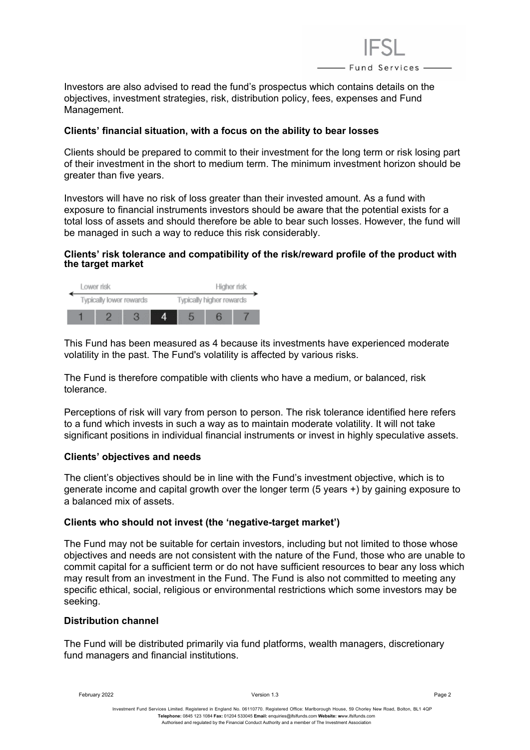Investors are also advised to read the fund's prospectus which contains details on the objectives, investment strategies, risk, distribution policy, fees, expenses and Fund Management.

**Clients' financial situation, with a focus on the ability to bear losses**

Clients should be prepared to commit to their investment for the long term or risk losing part of their investment in the short to medium term. The minimum investment horizon should be greater than five years.

Investors will have no risk of loss greater than their invested amount. As a fund with exposure to financial instruments investors should be aware that the potential exists for a total loss of assets and should therefore be able to bear such losses. However, the fund will be managed in such a way to reduce this risk considerably.

**Clients' risk tolerance and compatibility of the risk/reward profile of the product with the target market**

Lower risk — Higher risk

Typically lower rewards — Typically higher rewards

| | | | | | | |
|---|---|---|---|---|---|---|
| 1 | 2 | 3 | **4** | 5 | 6 | 7 |

This Fund has been measured as 4 because its investments have experienced moderate volatility in the past. The Fund's volatility is affected by various risks.

The Fund is therefore compatible with clients who have a medium, or balanced, risk tolerance.

Perceptions of risk will vary from person to person. The risk tolerance identified here refers to a fund which invests in such a way as to maintain moderate volatility. It will not take significant positions in individual financial instruments or invest in highly speculative assets.

**Clients' objectives and needs**

The client's objectives should be in line with the Fund's investment objective, which is to generate income and capital growth over the longer term (5 years +) by gaining exposure to a balanced mix of assets.

**Clients who should not invest (the 'negative-target market')**

The Fund may not be suitable for certain investors, including but not limited to those whose objectives and needs are not consistent with the nature of the Fund, those who are unable to commit capital for a sufficient term or do not have sufficient resources to bear any loss which may result from an investment in the Fund. The Fund is also not committed to meeting any specific ethical, social, religious or environmental restrictions which some investors may be seeking.

**Distribution channel**

The Fund will be distributed primarily via fund platforms, wealth managers, discretionary fund managers and financial institutions.